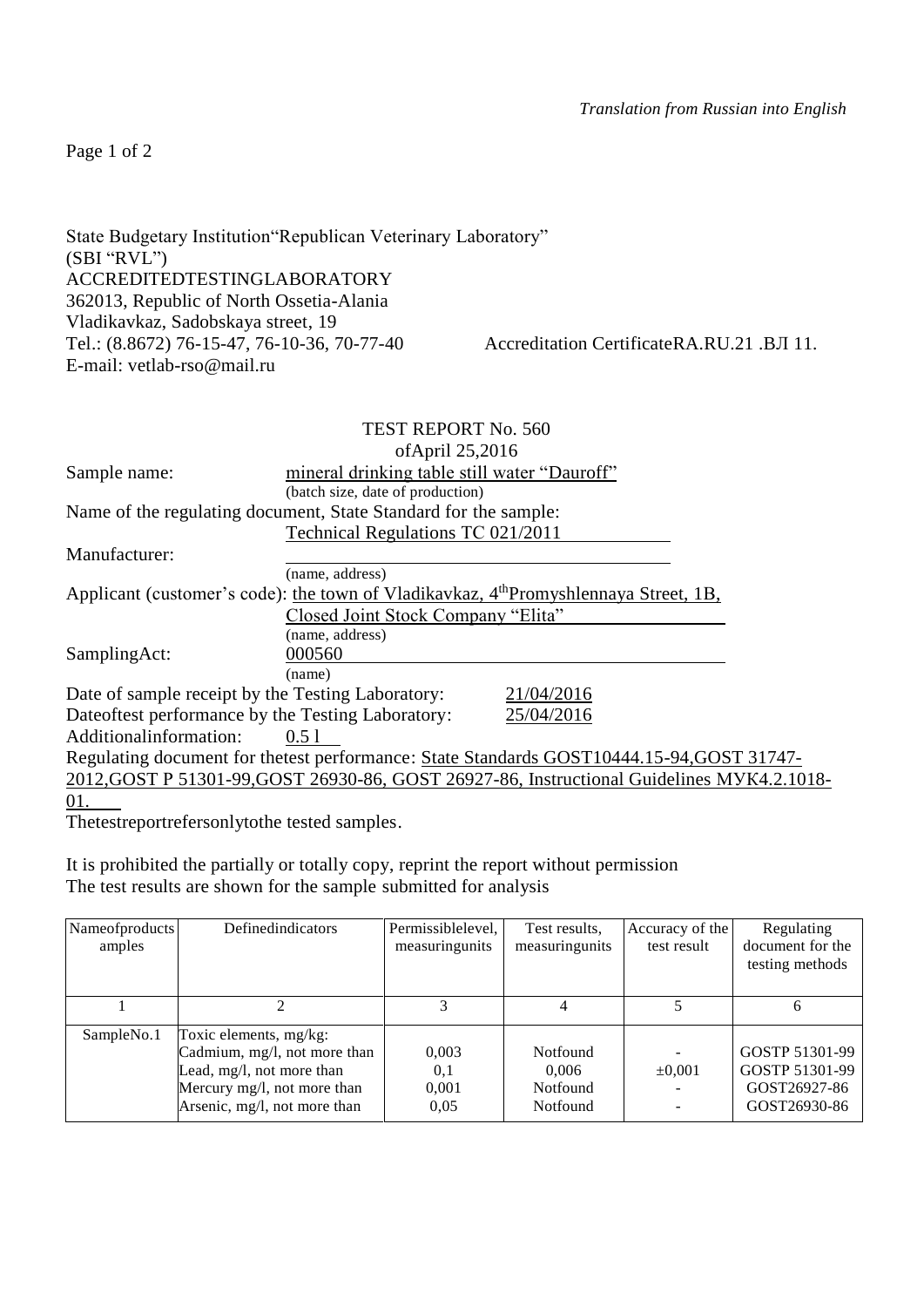*Translation from Russian into English*

State Budgetary Institution“Republican Veterinary Laboratory”
(SBI “RVL”)
ACCREDITEDTESTINGLABORATORY
362013, Republic of North Ossetia-Alania
Vladikavkaz, Sadobskaya street, 19
Tel.: (8.8672) 76-15-47, 76-10-36, 70-77-40 Accreditation CertificateRA.RU.21 .ВЛ 11.
E-mail: vetlab-rso@mail.ru

TEST REPORT No. 560
ofApril 25,2016

Sample name: mineral drinking table still water “Dauroff”
(batch size, date of production)

Name of the regulating document, State Standard for the sample:
Technical Regulations TC 021/2011

Manufacturer:
(name, address)

Applicant (customer’s code): the town of Vladikavkaz, 4th Promyshlennaya Street, 1B, Closed Joint Stock Company “Elita”
(name, address)

SamplingAct: 000560
(name)

Date of sample receipt by the Testing Laboratory: 21/04/2016
Dateoftest performance by the Testing Laboratory: 25/04/2016
Additionalinformation: 0.5 l

Regulating document for thetest performance: State Standards GOST10444.15-94,GOST 31747-2012,GOST P 51301-99,GOST 26930-86, GOST 26927-86, Instructional Guidelines МУК4.2.1018-01.

Thetestreportrefersonlytothe tested samples.

It is prohibited the partially or totally copy, reprint the report without permission
The test results are shown for the sample submitted for analysis

| Nameofproductsamples | Definedindicators | Permissiblelevel, measuringunits | Test results, measuringunits | Accuracy of the test result | Regulating document for the testing methods |
|---|---|---|---|---|---|
| 1 | 2 | 3 | 4 | 5 | 6 |
| SampleNo.1 | Toxic elements, mg/kg: | | | | |
| | Cadmium, mg/l, not more than | 0,003 | Notfound | - | GOSTP 51301-99 |
| | Lead, mg/l, not more than | 0,1 | 0,006 | ±0,001 | GOSTP 51301-99 |
| | Mercury mg/l, not more than | 0,001 | Notfound | - | GOST26927-86 |
| | Arsenic, mg/l, not more than | 0,05 | Notfound | - | GOST26930-86 |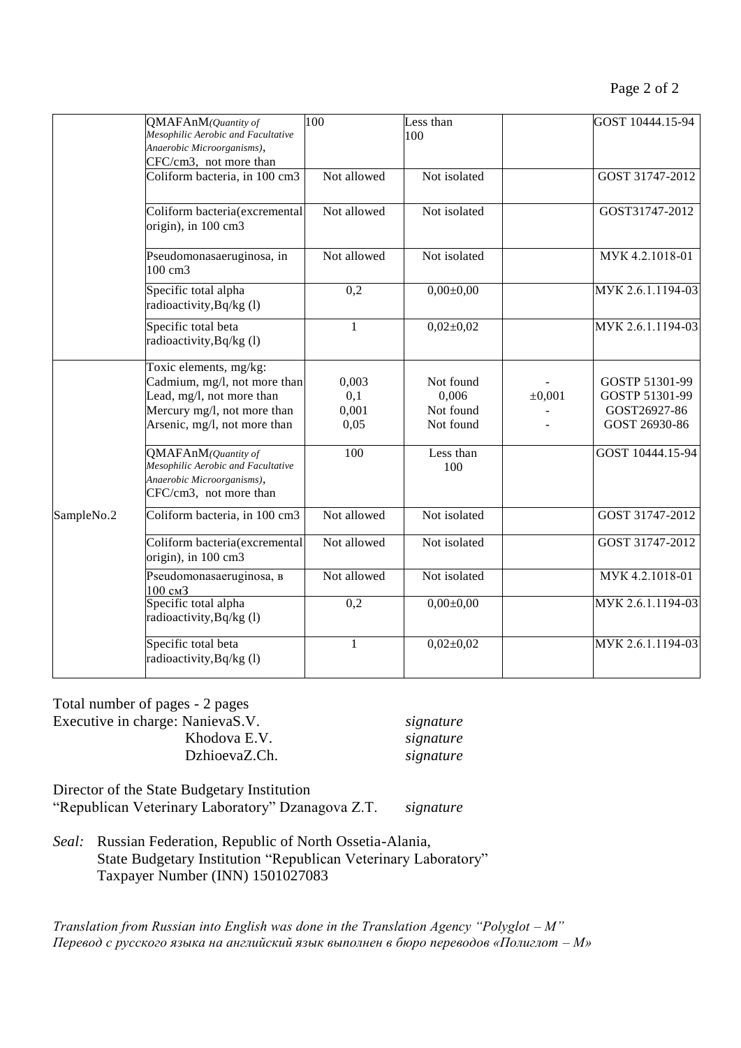| | | | | | |
|---|---|---|---|---|---|
| | QMAFAnM*(Quantity of Mesophilic Aerobic and Facultative Anaerobic Microorganisms)*, CFC/cm3, not more than | 100 | Less than 100 | | GOST 10444.15-94 |
| | Coliform bacteria, in 100 cm3 | Not allowed | Not isolated | | GOST 31747-2012 |
| | Coliform bacteria(excremental origin), in 100 cm3 | Not allowed | Not isolated | | GOST31747-2012 |
| | Pseudomonasaeruginosa, in 100 cm3 | Not allowed | Not isolated | | МУК 4.2.1018-01 |
| | Specific total alpha radioactivity,Bq/kg (l) | 0,2 | 0,00±0,00 | | МУК 2.6.1.1194-03 |
| | Specific total beta radioactivity,Bq/kg (l) | 1 | 0,02±0,02 | | МУК 2.6.1.1194-03 |
| SampleNo.2 | Toxic elements, mg/kg:<br>Cadmium, mg/l, not more than<br>Lead, mg/l, not more than<br>Mercury mg/l, not more than<br>Arsenic, mg/l, not more than | <br>0,003<br>0,1<br>0,001<br>0,05 | <br>Not found<br>0,006<br>Not found<br>Not found | <br>-<br>±0,001<br>-<br>- | <br>GOSTP 51301-99<br>GOSTP 51301-99<br>GOST26927-86<br>GOST 26930-86 |
| | QMAFAnM*(Quantity of Mesophilic Aerobic and Facultative Anaerobic Microorganisms)*, CFC/cm3, not more than | 100 | Less than 100 | | GOST 10444.15-94 |
| | Coliform bacteria, in 100 cm3 | Not allowed | Not isolated | | GOST 31747-2012 |
| | Coliform bacteria(excremental origin), in 100 cm3 | Not allowed | Not isolated | | GOST 31747-2012 |
| | Pseudomonasaeruginosa, в 100 см3 | Not allowed | Not isolated | | МУК 4.2.1018-01 |
| | Specific total alpha radioactivity,Bq/kg (l) | 0,2 | 0,00±0,00 | | МУК 2.6.1.1194-03 |
| | Specific total beta radioactivity,Bq/kg (l) | 1 | 0,02±0,02 | | МУК 2.6.1.1194-03 |

Total number of pages - 2 pages

Executive in charge: NanievaS.V. *signature*

Khodova E.V. *signature*

DzhioevaZ.Ch. *signature*

Director of the State Budgetary Institution
"Republican Veterinary Laboratory" Dzanagova Z.T. *signature*

*Seal:* Russian Federation, Republic of North Ossetia-Alania,
State Budgetary Institution "Republican Veterinary Laboratory"
Taxpayer Number (INN) 1501027083

*Translation from Russian into English was done in the Translation Agency "Polyglot – M"*
*Перевод с русского языка на английский язык выполнен в бюро переводов «Полиглот – М»*